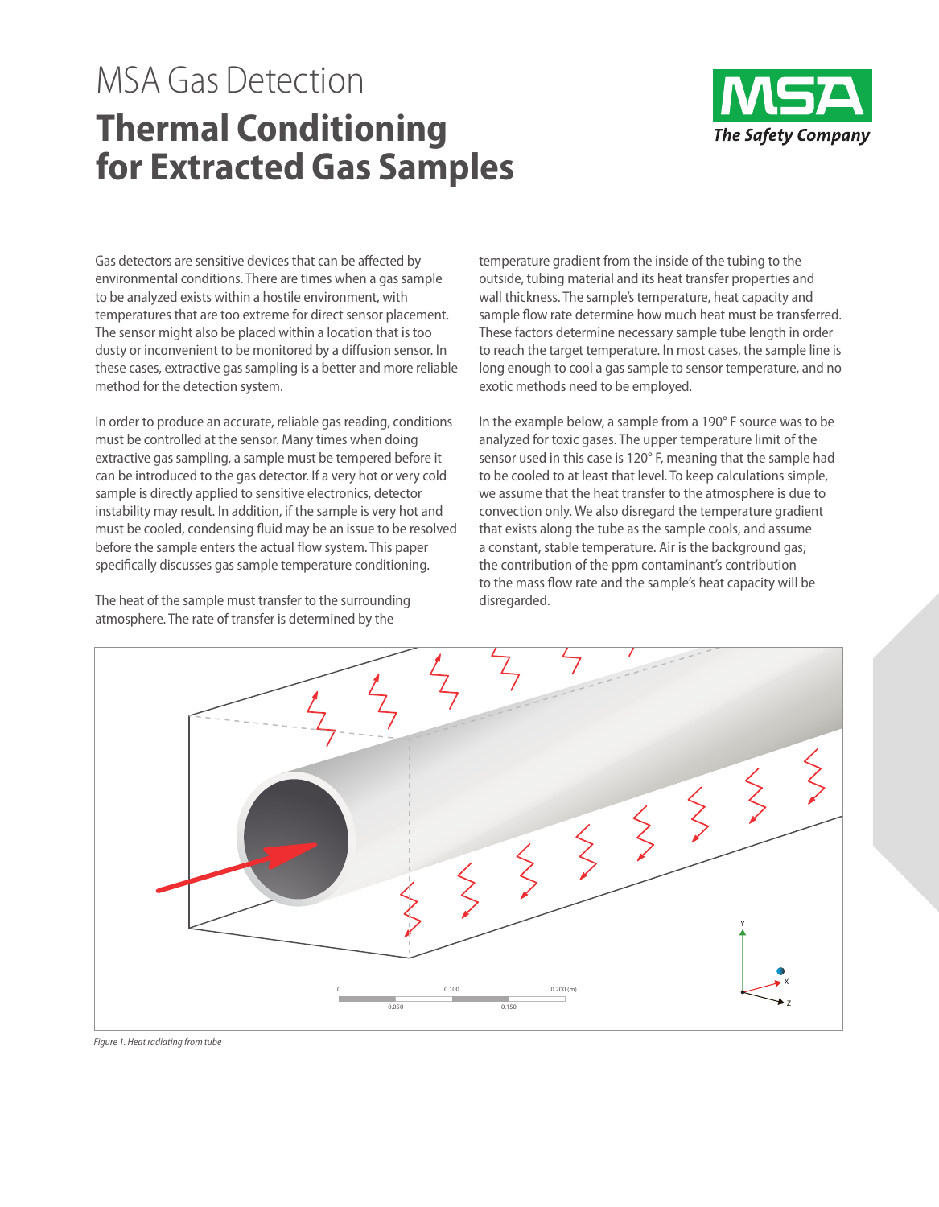MSA Gas Detection

# Thermal Conditioning for Extracted Gas Samples

Gas detectors are sensitive devices that can be affected by environmental conditions. There are times when a gas sample to be analyzed exists within a hostile environment, with temperatures that are too extreme for direct sensor placement. The sensor might also be placed within a location that is too dusty or inconvenient to be monitored by a diffusion sensor. In these cases, extractive gas sampling is a better and more reliable method for the detection system.

In order to produce an accurate, reliable gas reading, conditions must be controlled at the sensor. Many times when doing extractive gas sampling, a sample must be tempered before it can be introduced to the gas detector. If a very hot or very cold sample is directly applied to sensitive electronics, detector instability may result. In addition, if the sample is very hot and must be cooled, condensing fluid may be an issue to be resolved before the sample enters the actual flow system. This paper specifically discusses gas sample temperature conditioning.

The heat of the sample must transfer to the surrounding atmosphere. The rate of transfer is determined by the temperature gradient from the inside of the tubing to the outside, tubing material and its heat transfer properties and wall thickness. The sample's temperature, heat capacity and sample flow rate determine how much heat must be transferred. These factors determine necessary sample tube length in order to reach the target temperature. In most cases, the sample line is long enough to cool a gas sample to sensor temperature, and no exotic methods need to be employed.

In the example below, a sample from a 190° F source was to be analyzed for toxic gases. The upper temperature limit of the sensor used in this case is 120° F, meaning that the sample had to be cooled to at least that level. To keep calculations simple, we assume that the heat transfer to the atmosphere is due to convection only. We also disregard the temperature gradient that exists along the tube as the sample cools, and assume a constant, stable temperature. Air is the background gas; the contribution of the ppm contaminant's contribution to the mass flow rate and the sample's heat capacity will be disregarded.

*Figure 1. Heat radiating from tube*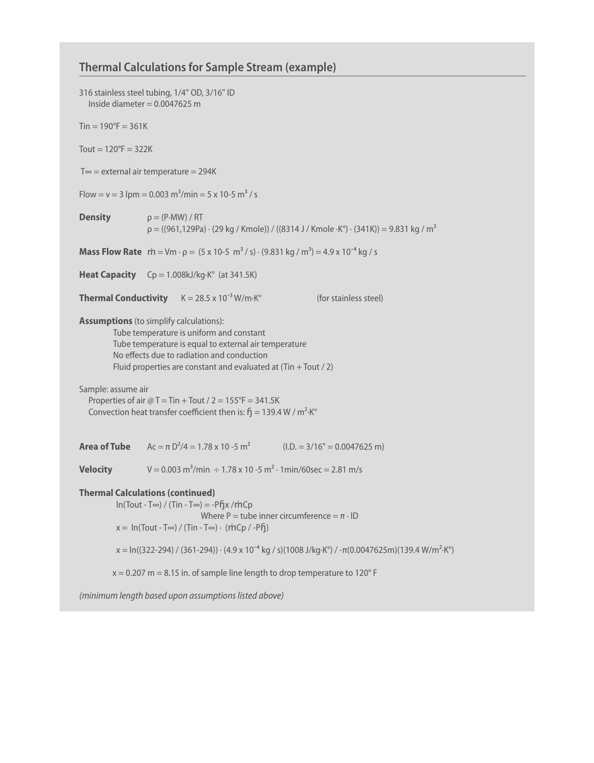## Thermal Calculations for Sample Stream (example)

316 stainless steel tubing, 1/4" OD, 3/16" ID
Inside diameter = 0.0047625 m

$T_{in}$ = 190°F = 361K

$T_{out}$ = 120°F = 322K

$T_\infty$ = external air temperature = 294K

Flow = v = 3 lpm = 0.003 $m^3$/min = 5 x 10-5 $m^3$ / s

**Density** $\rho = (P \cdot MW) / RT$
$\rho = ((961{,}129 \text{Pa}) \cdot (29 \text{ kg / Kmole})) / ((8314 \text{ J / Kmole} \cdot \text{K}^\circ) \cdot (341\text{K})) = 9.831 \text{ kg / m}^3$

**Mass Flow Rate** $\dot{m} = Vm \cdot \rho = (5 \times 10\text{-}5 \text{ m}^3 / \text{s}) \cdot (9.831 \text{ kg / m}^3) = 4.9 \times 10^{-4} \text{ kg / s}$

**Heat Capacity** $C_p$ = 1.008kJ/kg·K° (at 341.5K)

**Thermal Conductivity** $K = 28.5 \times 10^{-3}$ W/m·K° (for stainless steel)

**Assumptions** (to simplify calculations):

- Tube temperature is uniform and constant
- Tube temperature is equal to external air temperature
- No effects due to radiation and conduction
- Fluid properties are constant and evaluated at ($T_{in}$ + $T_{out}$ / 2)

Sample: assume air
Properties of air @ T = $T_{in}$ + $T_{out}$ / 2 = 155°F = 341.5K
Convection heat transfer coefficient then is: $h$ = 139.4 W / $m^2$·K°

**Area of Tube** $A_c = \pi D^2/4 = 1.78 \times 10\text{ -5 m}^2$ (I.D. = 3/16" = 0.0047625 m)

**Velocity** $V = 0.003 \text{ m}^3/\text{min} \div 1.78 \times 10\text{ -5 m}^2 \cdot 1\text{min}/60\text{sec} = 2.81 \text{ m/s}$

**Thermal Calculations (continued)**

$$\ln(T_{out} - T_\infty) / (T_{in} - T_\infty) = -Phx / \dot{m}C_p$$

Where P = tube inner circumference = $\pi \cdot$ ID

$$x = \ln(T_{out} - T_\infty) / (T_{in} - T_\infty) \cdot (\dot{m}C_p / -Ph)$$

$$x = \ln((322\text{-}294) / (361\text{-}294)) \cdot (4.9 \times 10^{-4} \text{ kg / s})(1008 \text{ J/kg}\cdot\text{K}^\circ) / -\pi(0.0047625\text{m})(139.4 \text{ W/m}^2\cdot\text{K}^\circ)$$

x = 0.207 m = 8.15 in. of sample line length to drop temperature to 120° F

*(minimum length based upon assumptions listed above)*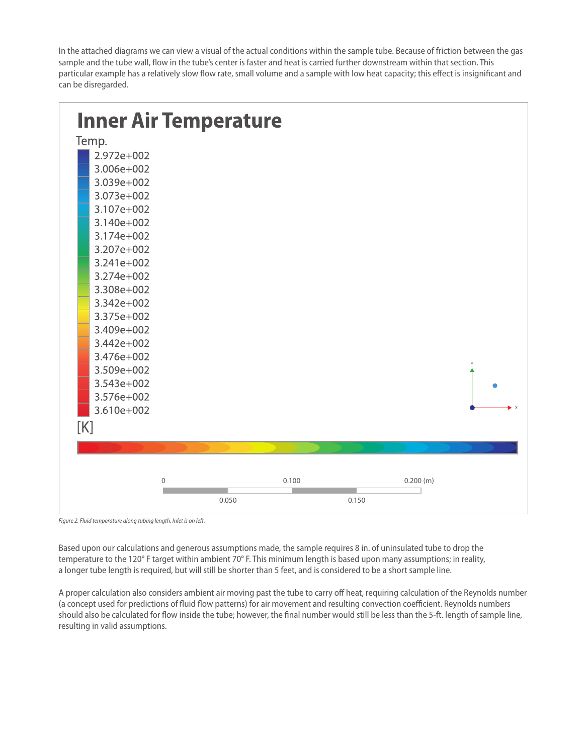In the attached diagrams we can view a visual of the actual conditions within the sample tube. Because of friction between the gas sample and the tube wall, flow in the tube's center is faster and heat is carried further downstream within that section. This particular example has a relatively slow flow rate, small volume and a sample with low heat capacity; this effect is insignificant and can be disregarded.

**Inner Air Temperature**

Temp.

2.972e+002
3.006e+002
3.039e+002
3.073e+002
3.107e+002
3.140e+002
3.174e+002
3.207e+002
3.241e+002
3.274e+002
3.308e+002
3.342e+002
3.375e+002
3.409e+002
3.442e+002
3.476e+002
3.509e+002
3.543e+002
3.576e+002
3.610e+002

[K]

0 0.050 0.100 0.150 0.200 (m)

*Figure 2. Fluid temperature along tubing length. Inlet is on left.*

Based upon our calculations and generous assumptions made, the sample requires 8 in. of uninsulated tube to drop the temperature to the 120° F target within ambient 70° F. This minimum length is based upon many assumptions; in reality, a longer tube length is required, but will still be shorter than 5 feet, and is considered to be a short sample line.

A proper calculation also considers ambient air moving past the tube to carry off heat, requiring calculation of the Reynolds number (a concept used for predictions of fluid flow patterns) for air movement and resulting convection coefficient. Reynolds numbers should also be calculated for flow inside the tube; however, the final number would still be less than the 5-ft. length of sample line, resulting in valid assumptions.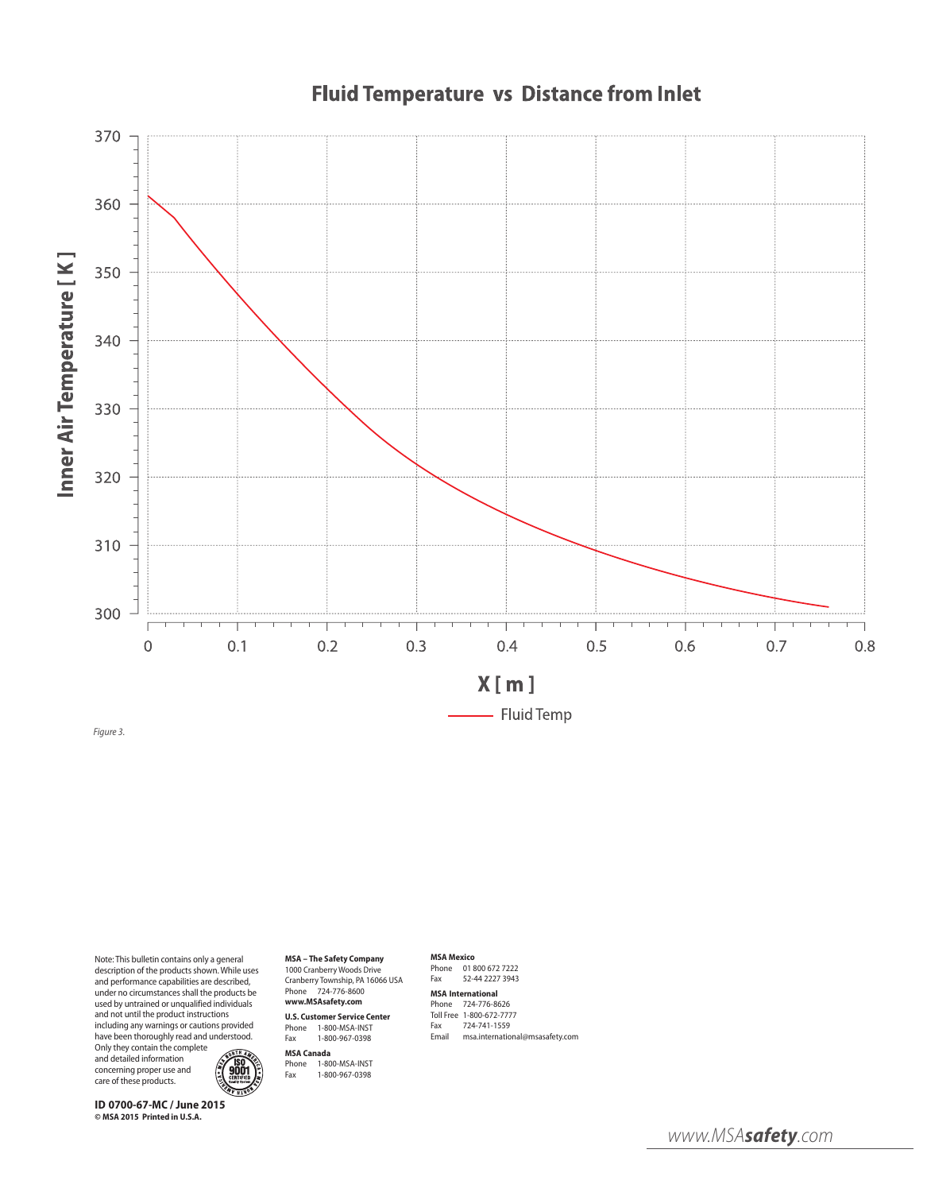Fluid Temperature vs Distance from Inlet

Inner Air Temperature [ K ]

370
360
350
340
330
320
310
300

0 0.1 0.2 0.3 0.4 0.5 0.6 0.7 0.8

X [ m ]

Fluid Temp

*Figure 3.*

Note: This bulletin contains only a general description of the products shown. While uses and performance capabilities are described, under no circumstances shall the products be used by untrained or unqualified individuals and not until the product instructions including any warnings or cautions provided have been thoroughly read and understood. Only they contain the complete and detailed information concerning proper use and care of these products.

**ID 0700-67-MC / June 2015**
**© MSA 2015 Printed in U.S.A.**

**MSA – The Safety Company**
1000 Cranberry Woods Drive
Cranberry Township, PA 16066 USA
Phone 724-776-8600
**www.MSAsafety.com**

**U.S. Customer Service Center**
Phone 1-800-MSA-INST
Fax 1-800-967-0398

**MSA Canada**
Phone 1-800-MSA-INST
Fax 1-800-967-0398

**MSA Mexico**
Phone 01 800 672 7222
Fax 52-44 2227 3943

**MSA International**
Phone 724-776-8626
Toll Free 1-800-672-7777
Fax 724-741-1559
Email msa.international@msasafety.com

www.MSA***safety***.com